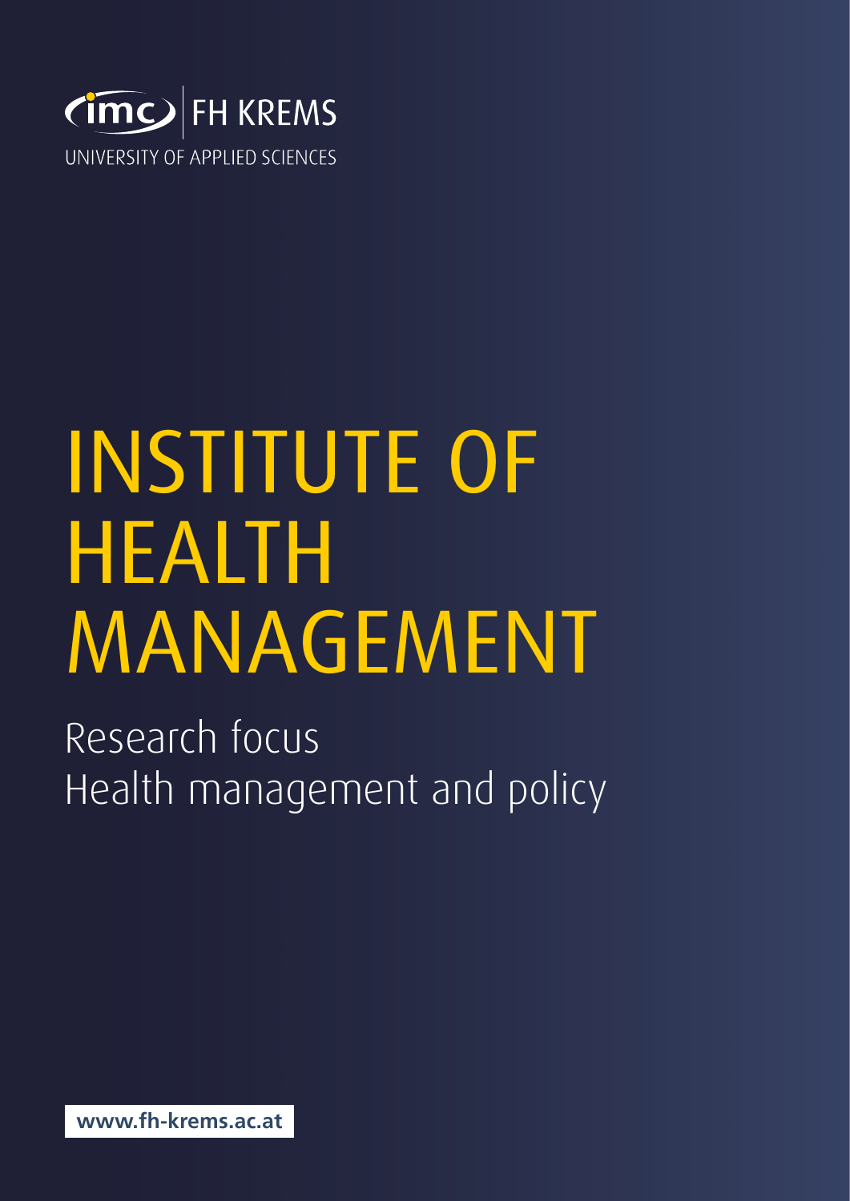imc FH KREMS

UNIVERSITY OF APPLIED SCIENCES

# INSTITUTE OF HEALTH MANAGEMENT

Research focus
Health management and policy

**www.fh-krems.ac.at**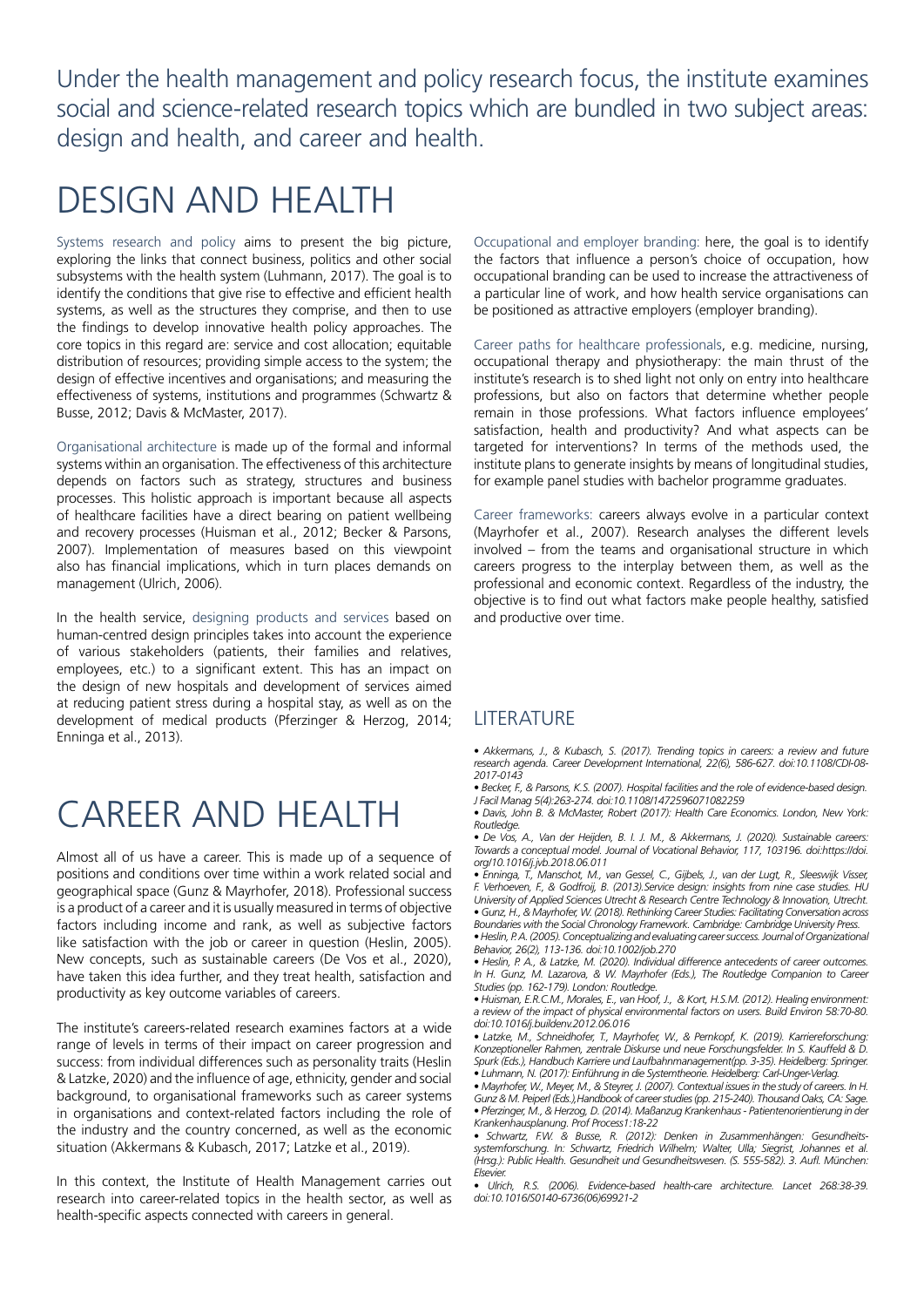Under the health management and policy research focus, the institute examines social and science-related research topics which are bundled in two subject areas: design and health, and career and health.

# DESIGN AND HEALTH

Systems research and policy aims to present the big picture, exploring the links that connect business, politics and other social subsystems with the health system (Luhmann, 2017). The goal is to identify the conditions that give rise to effective and efficient health systems, as well as the structures they comprise, and then to use the findings to develop innovative health policy approaches. The core topics in this regard are: service and cost allocation; equitable distribution of resources; providing simple access to the system; the design of effective incentives and organisations; and measuring the effectiveness of systems, institutions and programmes (Schwartz & Busse, 2012; Davis & McMaster, 2017).

Organisational architecture is made up of the formal and informal systems within an organisation. The effectiveness of this architecture depends on factors such as strategy, structures and business processes. This holistic approach is important because all aspects of healthcare facilities have a direct bearing on patient wellbeing and recovery processes (Huisman et al., 2012; Becker & Parsons, 2007). Implementation of measures based on this viewpoint also has financial implications, which in turn places demands on management (Ulrich, 2006).

In the health service, designing products and services based on human-centred design principles takes into account the experience of various stakeholders (patients, their families and relatives, employees, etc.) to a significant extent. This has an impact on the design of new hospitals and development of services aimed at reducing patient stress during a hospital stay, as well as on the development of medical products (Pferzinger & Herzog, 2014; Enninga et al., 2013).

# CAREER AND HEALTH

Almost all of us have a career. This is made up of a sequence of positions and conditions over time within a work related social and geographical space (Gunz & Mayrhofer, 2018). Professional success is a product of a career and it is usually measured in terms of objective factors including income and rank, as well as subjective factors like satisfaction with the job or career in question (Heslin, 2005). New concepts, such as sustainable careers (De Vos et al., 2020), have taken this idea further, and they treat health, satisfaction and productivity as key outcome variables of careers.

The institute's careers-related research examines factors at a wide range of levels in terms of their impact on career progression and success: from individual differences such as personality traits (Heslin & Latzke, 2020) and the influence of age, ethnicity, gender and social background, to organisational frameworks such as career systems in organisations and context-related factors including the role of the industry and the country concerned, as well as the economic situation (Akkermans & Kubasch, 2017; Latzke et al., 2019).

In this context, the Institute of Health Management carries out research into career-related topics in the health sector, as well as health-specific aspects connected with careers in general.

Occupational and employer branding: here, the goal is to identify the factors that influence a person's choice of occupation, how occupational branding can be used to increase the attractiveness of a particular line of work, and how health service organisations can be positioned as attractive employers (employer branding).

Career paths for healthcare professionals, e.g. medicine, nursing, occupational therapy and physiotherapy: the main thrust of the institute's research is to shed light not only on entry into healthcare professions, but also on factors that determine whether people remain in those professions. What factors influence employees' satisfaction, health and productivity? And what aspects can be targeted for interventions? In terms of the methods used, the institute plans to generate insights by means of longitudinal studies, for example panel studies with bachelor programme graduates.

Career frameworks: careers always evolve in a particular context (Mayrhofer et al., 2007). Research analyses the different levels involved – from the teams and organisational structure in which careers progress to the interplay between them, as well as the professional and economic context. Regardless of the industry, the objective is to find out what factors make people healthy, satisfied and productive over time.

## LITERATURE

- *Akkermans, J., & Kubasch, S. (2017). Trending topics in careers: a review and future research agenda. Career Development International, 22(6), 586-627. doi:10.1108/CDI-08-2017-0143*
- *Becker, F., & Parsons, K.S. (2007). Hospital facilities and the role of evidence-based design. J Facil Manag 5(4):263-274. doi:10.1108/14725960710822259*
- *Davis, John B. & McMaster, Robert (2017): Health Care Economics. London, New York: Routledge.*
- *De Vos, A., Van der Heijden, B. I. J. M., & Akkermans, J. (2020). Sustainable careers: Towards a conceptual model. Journal of Vocational Behavior, 117, 103196. doi:https://doi.org/10.1016/j.jvb.2018.06.011*
- *Enninga, T., Manschot, M., van Gessel, C., Gijbels, J., van der Lugt, R., Sleeswijk Visser, F. Verhoeven, F., & Godfroij, B. (2013).Service design: insights from nine case studies. HU University of Applied Sciences Utrecht & Research Centre Technology & Innovation, Utrecht.*
- *Gunz, H., & Mayrhofer, W. (2018). Rethinking Career Studies: Facilitating Conversation across Boundaries with the Social Chronology Framework. Cambridge: Cambridge University Press.*
- *Heslin, P.A. (2005). Conceptualizing and evaluating career success. Journal of Organizational Behavior, 26(2), 113-136. doi:10.1002/job.270*
- *Heslin, P. A., & Latzke, M. (2020). Individual difference antecedents of career outcomes. In H. Gunz, M. Lazarova, & W. Mayrhofer (Eds.), The Routledge Companion to Career Studies (pp. 162-179). London: Routledge.*
- *Huisman, E.R.C.M., Morales, E., van Hoof, J., & Kort, H.S.M. (2012). Healing environment: a review of the impact of physical environmental factors on users. Build Environ 58:70-80. doi:10.1016/j.buildenv.2012.06.016*
- *Latzke, M., Schneidhofer, T., Mayrhofer, W., & Pernkopf, K. (2019). Karriereforschung: Konzeptioneller Rahmen, zentrale Diskurse und neue Forschungsfelder. In S. Kauffeld & D. Spurk (Eds.), Handbuch Karriere und Laufbahnmanagement(pp. 3-35). Heidelberg: Springer.*
- *Luhmann, N. (2017): Einführung in die Systemtheorie. Heidelberg: Carl-Unger-Verlag.*
- *Mayrhofer, W., Meyer, M., & Steyrer, J. (2007). Contextual issues in the study of careers. In H. Gunz & M. Peiperl (Eds.),Handbook of career studies (pp. 215-240). Thousand Oaks, CA: Sage.*
- *Pferzinger, M., & Herzog, D. (2014). Maßanzug Krankenhaus - Patientenorientierung in der Krankenhausplanung. Prof Process1:18-22*
- *Schwartz, F.W. & Busse, R. (2012): Denken in Zusammenhängen: Gesundheitssystemforschung. In: Schwartz, Friedrich Wilhelm; Walter, Ulla; Siegrist, Johannes et al. (Hrsg.): Public Health. Gesundheit und Gesundheitswesen. (S. 555-582). 3. Aufl. München: Elsevier.*
- *Ulrich, R.S. (2006). Evidence-based health-care architecture. Lancet 268:38-39. doi:10.1016/S0140-6736(06)69921-2*